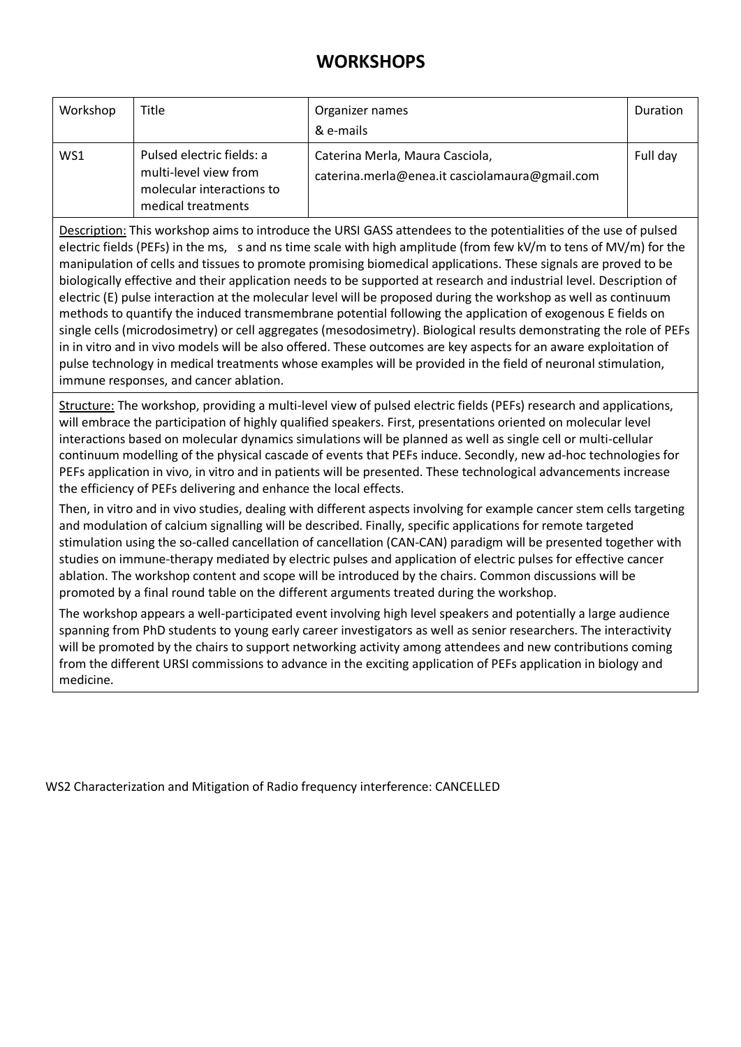# WORKSHOPS

| Workshop | Title | Organizer names & e-mails | Duration |
|---|---|---|---|
| WS1 | Pulsed electric fields: a multi-level view from molecular interactions to medical treatments | Caterina Merla, Maura Casciola, caterina.merla@enea.it casciolamaura@gmail.com | Full day |

Description: This workshop aims to introduce the URSI GASS attendees to the potentialities of the use of pulsed electric fields (PEFs) in the ms, s and ns time scale with high amplitude (from few kV/m to tens of MV/m) for the manipulation of cells and tissues to promote promising biomedical applications. These signals are proved to be biologically effective and their application needs to be supported at research and industrial level. Description of electric (E) pulse interaction at the molecular level will be proposed during the workshop as well as continuum methods to quantify the induced transmembrane potential following the application of exogenous E fields on single cells (microdosimetry) or cell aggregates (mesodosimetry). Biological results demonstrating the role of PEFs in in vitro and in vivo models will be also offered. These outcomes are key aspects for an aware exploitation of pulse technology in medical treatments whose examples will be provided in the field of neuronal stimulation, immune responses, and cancer ablation.

Structure: The workshop, providing a multi-level view of pulsed electric fields (PEFs) research and applications, will embrace the participation of highly qualified speakers. First, presentations oriented on molecular level interactions based on molecular dynamics simulations will be planned as well as single cell or multi-cellular continuum modelling of the physical cascade of events that PEFs induce. Secondly, new ad-hoc technologies for PEFs application in vivo, in vitro and in patients will be presented. These technological advancements increase the efficiency of PEFs delivering and enhance the local effects.

Then, in vitro and in vivo studies, dealing with different aspects involving for example cancer stem cells targeting and modulation of calcium signalling will be described. Finally, specific applications for remote targeted stimulation using the so-called cancellation of cancellation (CAN-CAN) paradigm will be presented together with studies on immune-therapy mediated by electric pulses and application of electric pulses for effective cancer ablation. The workshop content and scope will be introduced by the chairs. Common discussions will be promoted by a final round table on the different arguments treated during the workshop.

The workshop appears a well-participated event involving high level speakers and potentially a large audience spanning from PhD students to young early career investigators as well as senior researchers. The interactivity will be promoted by the chairs to support networking activity among attendees and new contributions coming from the different URSI commissions to advance in the exciting application of PEFs application in biology and medicine.

WS2 Characterization and Mitigation of Radio frequency interference: CANCELLED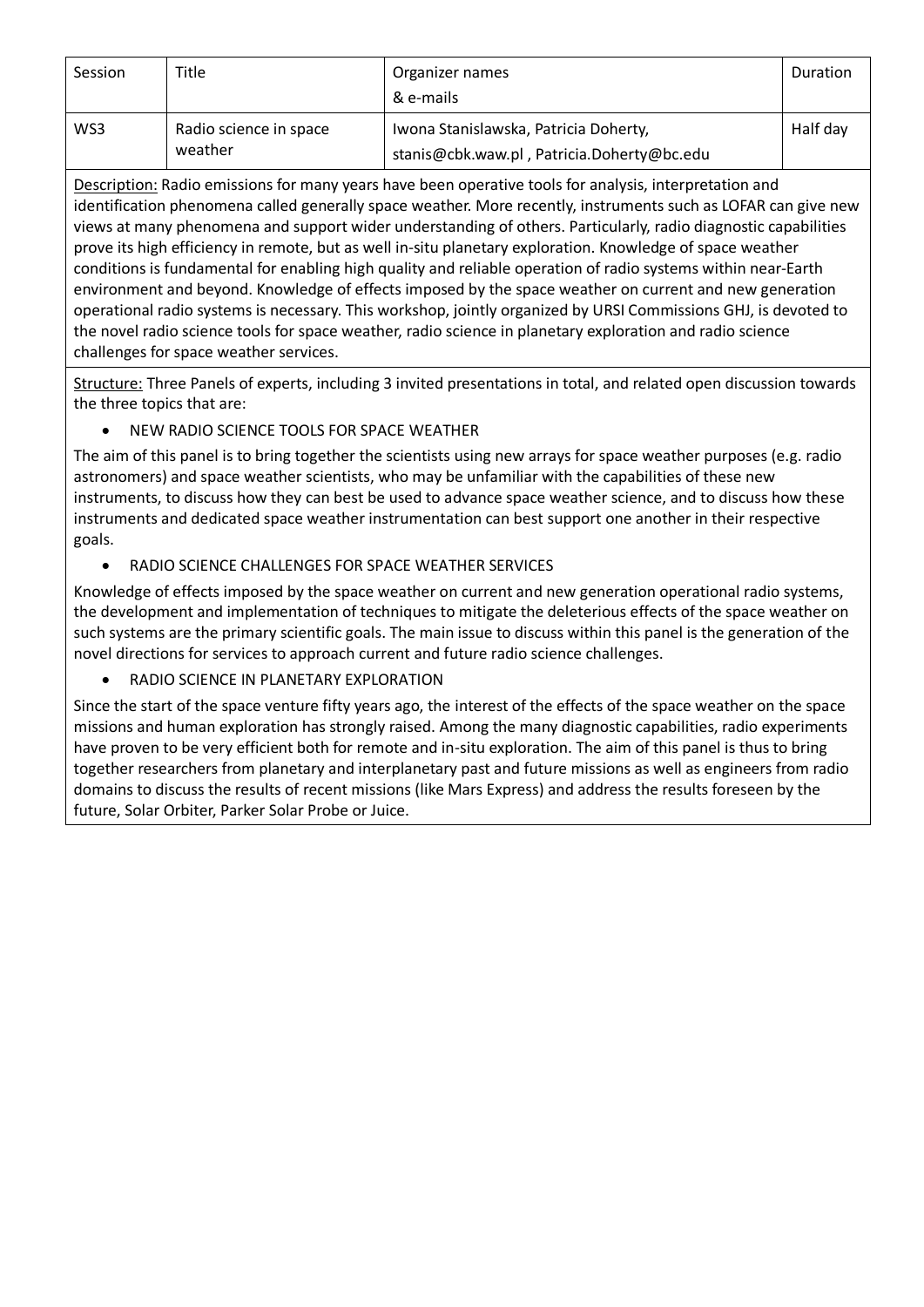| Session | Title | Organizer names & e-mails | Duration |
|---|---|---|---|
| WS3 | Radio science in space weather | Iwona Stanislawska, Patricia Doherty, stanis@cbk.waw.pl , Patricia.Doherty@bc.edu | Half day |

Description: Radio emissions for many years have been operative tools for analysis, interpretation and identification phenomena called generally space weather. More recently, instruments such as LOFAR can give new views at many phenomena and support wider understanding of others. Particularly, radio diagnostic capabilities prove its high efficiency in remote, but as well in-situ planetary exploration. Knowledge of space weather conditions is fundamental for enabling high quality and reliable operation of radio systems within near-Earth environment and beyond. Knowledge of effects imposed by the space weather on current and new generation operational radio systems is necessary. This workshop, jointly organized by URSI Commissions GHJ, is devoted to the novel radio science tools for space weather, radio science in planetary exploration and radio science challenges for space weather services.

Structure: Three Panels of experts, including 3 invited presentations in total, and related open discussion towards the three topics that are:

- NEW RADIO SCIENCE TOOLS FOR SPACE WEATHER

The aim of this panel is to bring together the scientists using new arrays for space weather purposes (e.g. radio astronomers) and space weather scientists, who may be unfamiliar with the capabilities of these new instruments, to discuss how they can best be used to advance space weather science, and to discuss how these instruments and dedicated space weather instrumentation can best support one another in their respective goals.

- RADIO SCIENCE CHALLENGES FOR SPACE WEATHER SERVICES

Knowledge of effects imposed by the space weather on current and new generation operational radio systems, the development and implementation of techniques to mitigate the deleterious effects of the space weather on such systems are the primary scientific goals. The main issue to discuss within this panel is the generation of the novel directions for services to approach current and future radio science challenges.

- RADIO SCIENCE IN PLANETARY EXPLORATION

Since the start of the space venture fifty years ago, the interest of the effects of the space weather on the space missions and human exploration has strongly raised. Among the many diagnostic capabilities, radio experiments have proven to be very efficient both for remote and in-situ exploration. The aim of this panel is thus to bring together researchers from planetary and interplanetary past and future missions as well as engineers from radio domains to discuss the results of recent missions (like Mars Express) and address the results foreseen by the future, Solar Orbiter, Parker Solar Probe or Juice.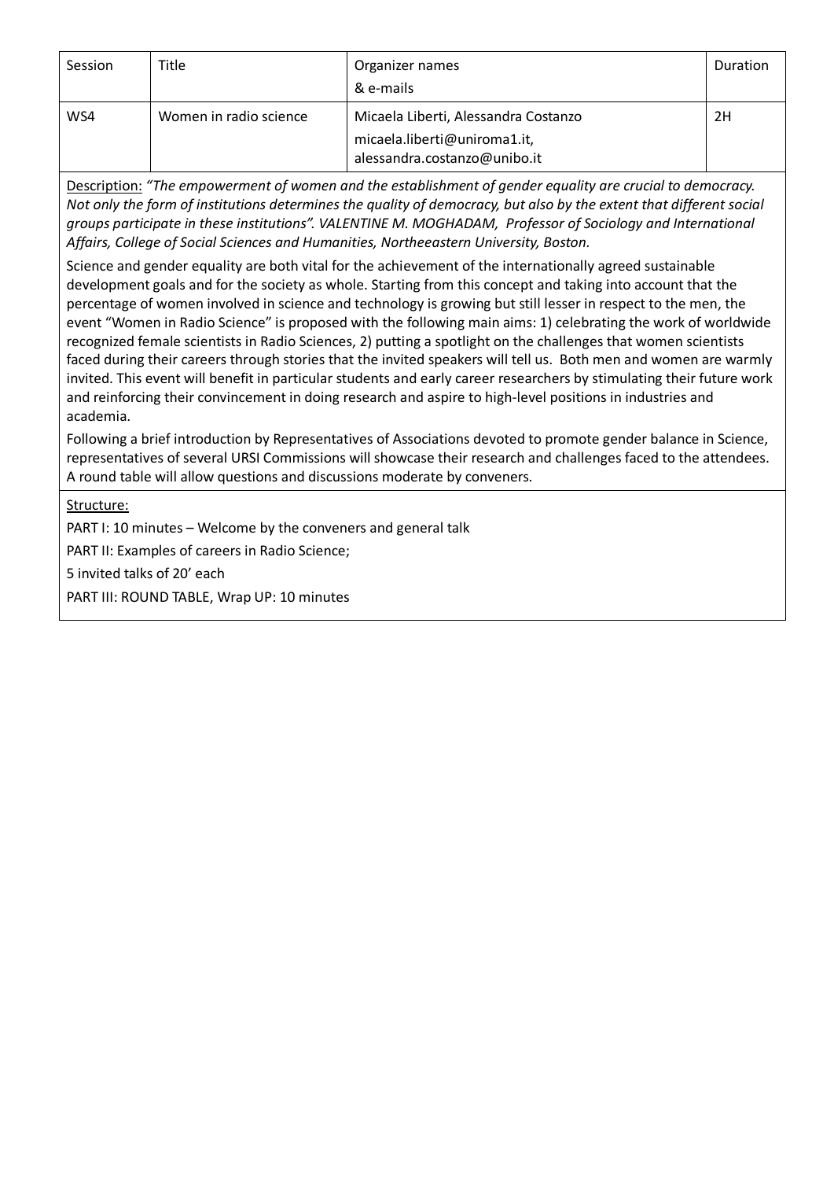| Session | Title | Organizer names & e-mails | Duration |
|---|---|---|---|
| WS4 | Women in radio science | Micaela Liberti, Alessandra Costanzo<br>micaela.liberti@uniroma1.it, alessandra.costanzo@unibo.it | 2H |

Description: *"The empowerment of women and the establishment of gender equality are crucial to democracy. Not only the form of institutions determines the quality of democracy, but also by the extent that different social groups participate in these institutions". VALENTINE M. MOGHADAM, Professor of Sociology and International Affairs, College of Social Sciences and Humanities, Northeeastern University, Boston.*

Science and gender equality are both vital for the achievement of the internationally agreed sustainable development goals and for the society as whole. Starting from this concept and taking into account that the percentage of women involved in science and technology is growing but still lesser in respect to the men, the event "Women in Radio Science" is proposed with the following main aims: 1) celebrating the work of worldwide recognized female scientists in Radio Sciences, 2) putting a spotlight on the challenges that women scientists faced during their careers through stories that the invited speakers will tell us. Both men and women are warmly invited. This event will benefit in particular students and early career researchers by stimulating their future work and reinforcing their convincement in doing research and aspire to high-level positions in industries and academia.

Following a brief introduction by Representatives of Associations devoted to promote gender balance in Science, representatives of several URSI Commissions will showcase their research and challenges faced to the attendees. A round table will allow questions and discussions moderate by conveners.

Structure:

PART I: 10 minutes – Welcome by the conveners and general talk

PART II: Examples of careers in Radio Science;

5 invited talks of 20' each

PART III: ROUND TABLE, Wrap UP: 10 minutes